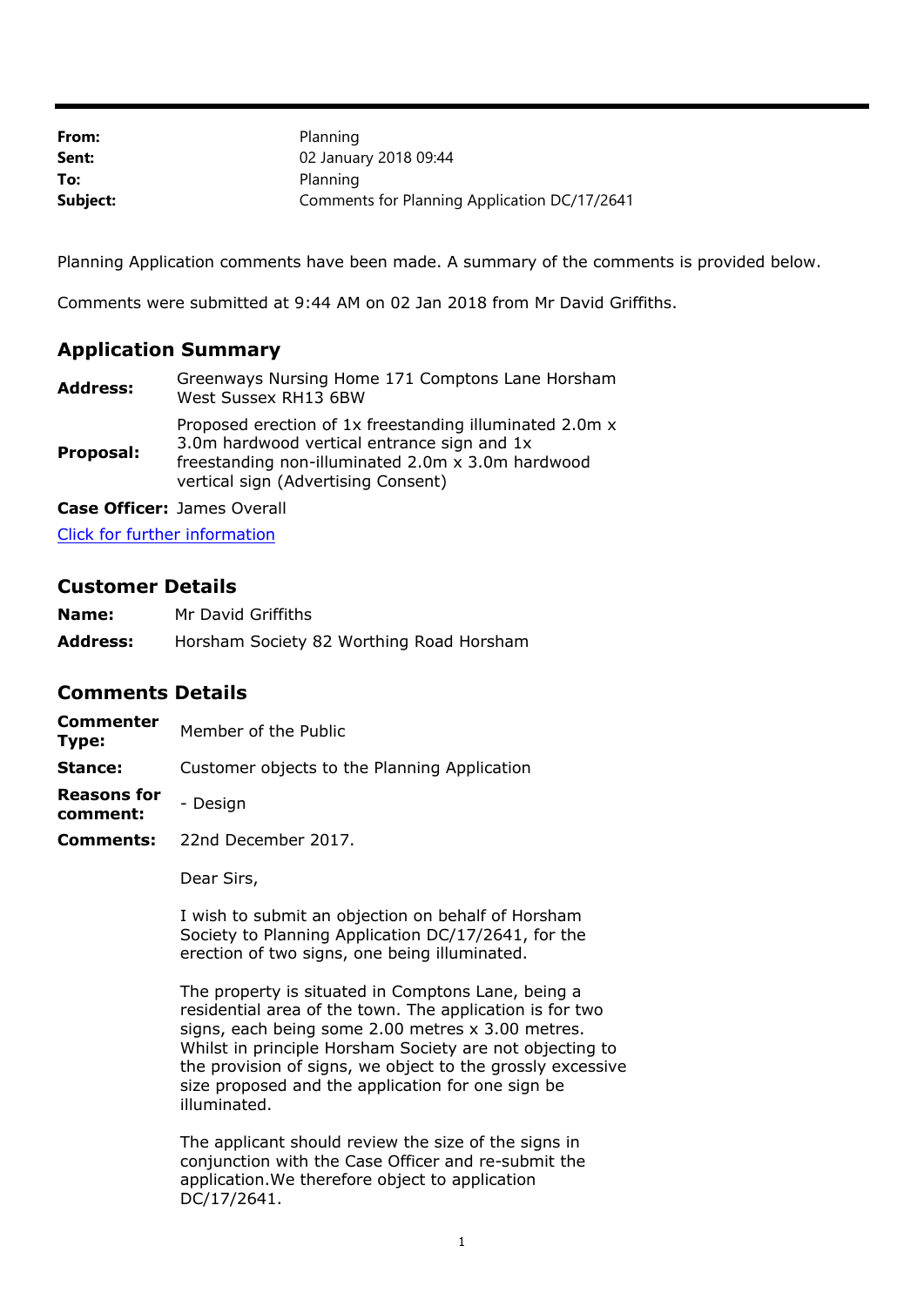| | |
|---|---|
| **From:** | Planning |
| **Sent:** | 02 January 2018 09:44 |
| **To:** | Planning |
| **Subject:** | Comments for Planning Application DC/17/2641 |

Planning Application comments have been made. A summary of the comments is provided below.

Comments were submitted at 9:44 AM on 02 Jan 2018 from Mr David Griffiths.

## Application Summary

| | |
|---|---|
| **Address:** | Greenways Nursing Home 171 Comptons Lane Horsham West Sussex RH13 6BW |
| **Proposal:** | Proposed erection of 1x freestanding illuminated 2.0m x 3.0m hardwood vertical entrance sign and 1x freestanding non-illuminated 2.0m x 3.0m hardwood vertical sign (Advertising Consent) |
| **Case Officer:** | James Overall |

Click for further information

## Customer Details

| | |
|---|---|
| **Name:** | Mr David Griffiths |
| **Address:** | Horsham Society 82 Worthing Road Horsham |

## Comments Details

| | |
|---|---|
| **Commenter Type:** | Member of the Public |
| **Stance:** | Customer objects to the Planning Application |
| **Reasons for comment:** | - Design |
| **Comments:** | 22nd December 2017. |

Dear Sirs,

I wish to submit an objection on behalf of Horsham Society to Planning Application DC/17/2641, for the erection of two signs, one being illuminated.

The property is situated in Comptons Lane, being a residential area of the town. The application is for two signs, each being some 2.00 metres x 3.00 metres. Whilst in principle Horsham Society are not objecting to the provision of signs, we object to the grossly excessive size proposed and the application for one sign be illuminated.

The applicant should review the size of the signs in conjunction with the Case Officer and re-submit the application.We therefore object to application DC/17/2641.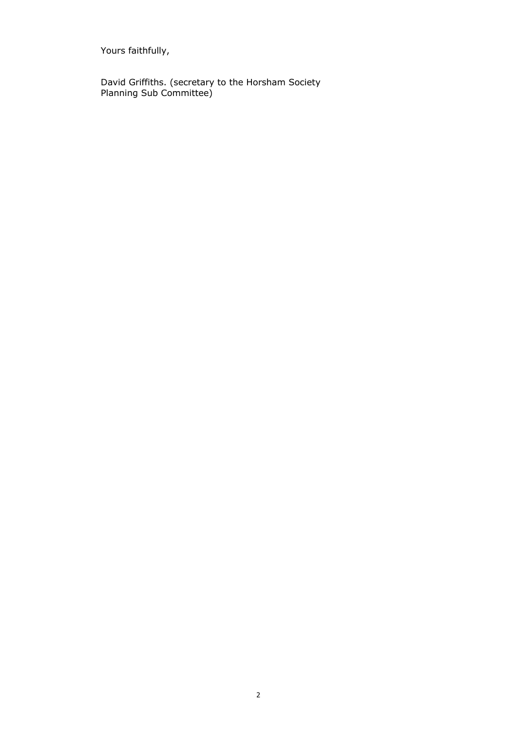Yours faithfully,

David Griffiths. (secretary to the Horsham Society Planning Sub Committee)